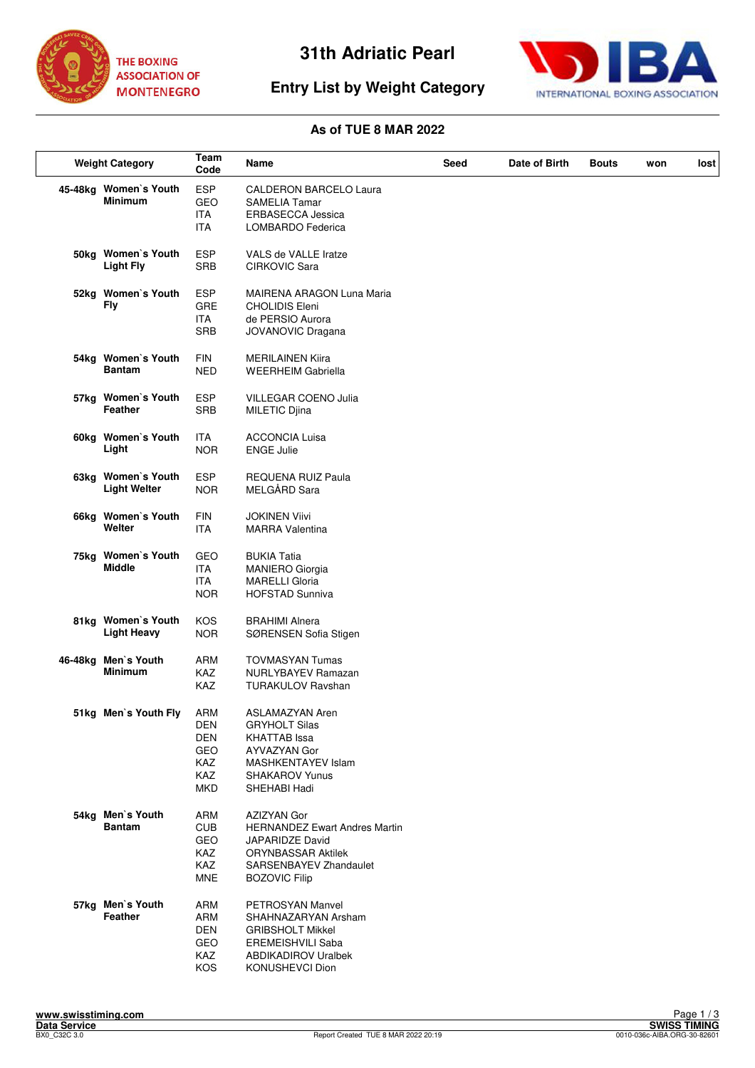# 31th Adriatic Pearl

## Entry List by Weight Category

**As of TUE 8 MAR 2022**

| Weight Category | | Team Code | Name | Seed | Date of Birth | Bouts | won | lost |
|---|---|---|---|---|---|---|---|---|
| 45-48kg | Women`s Youth Minimum | ESP | CALDERON BARCELO Laura | | | | | |
| | | GEO | SAMELIA Tamar | | | | | |
| | | ITA | ERBASECCA Jessica | | | | | |
| | | ITA | LOMBARDO Federica | | | | | |
| 50kg | Women`s Youth Light Fly | ESP | VALS de VALLE Iratze | | | | | |
| | | SRB | CIRKOVIC Sara | | | | | |
| 52kg | Women`s Youth Fly | ESP | MAIRENA ARAGON Luna Maria | | | | | |
| | | GRE | CHOLIDIS Eleni | | | | | |
| | | ITA | de PERSIO Aurora | | | | | |
| | | SRB | JOVANOVIC Dragana | | | | | |
| 54kg | Women`s Youth Bantam | FIN | MERILAINEN Kiira | | | | | |
| | | NED | WEERHEIM Gabriella | | | | | |
| 57kg | Women`s Youth Feather | ESP | VILLEGAR COENO Julia | | | | | |
| | | SRB | MILETIC Djina | | | | | |
| 60kg | Women`s Youth Light | ITA | ACCONCIA Luisa | | | | | |
| | | NOR | ENGE Julie | | | | | |
| 63kg | Women`s Youth Light Welter | ESP | REQUENA RUIZ Paula | | | | | |
| | | NOR | MELGÅRD Sara | | | | | |
| 66kg | Women`s Youth Welter | FIN | JOKINEN Viivi | | | | | |
| | | ITA | MARRA Valentina | | | | | |
| 75kg | Women`s Youth Middle | GEO | BUKIA Tatia | | | | | |
| | | ITA | MANIERO Giorgia | | | | | |
| | | ITA | MARELLI Gloria | | | | | |
| | | NOR | HOFSTAD Sunniva | | | | | |
| 81kg | Women`s Youth Light Heavy | KOS | BRAHIMI Alnera | | | | | |
| | | NOR | SØRENSEN Sofia Stigen | | | | | |
| 46-48kg | Men`s Youth Minimum | ARM | TOVMASYAN Tumas | | | | | |
| | | KAZ | NURLYBAYEV Ramazan | | | | | |
| | | KAZ | TURAKULOV Ravshan | | | | | |
| 51kg | Men`s Youth Fly | ARM | ASLAMAZYAN Aren | | | | | |
| | | DEN | GRYHOLT Silas | | | | | |
| | | DEN | KHATTAB Issa | | | | | |
| | | GEO | AYVAZYAN Gor | | | | | |
| | | KAZ | MASHKENTAYEV Islam | | | | | |
| | | KAZ | SHAKAROV Yunus | | | | | |
| | | MKD | SHEHABI Hadi | | | | | |
| 54kg | Men`s Youth Bantam | ARM | AZIZYAN Gor | | | | | |
| | | CUB | HERNANDEZ Ewart Andres Martin | | | | | |
| | | GEO | JAPARIDZE David | | | | | |
| | | KAZ | ORYNBASSAR Aktilek | | | | | |
| | | KAZ | SARSENBAYEV Zhandaulet | | | | | |
| | | MNE | BOZOVIC Filip | | | | | |
| 57kg | Men`s Youth Feather | ARM | PETROSYAN Manvel | | | | | |
| | | ARM | SHAHNAZARYAN Arsham | | | | | |
| | | DEN | GRIBSHOLT Mikkel | | | | | |
| | | GEO | EREMEISHVILI Saba | | | | | |
| | | KAZ | ABDIKADIROV Uralbek | | | | | |
| | | KOS | KONUSHEVCI Dion | | | | | |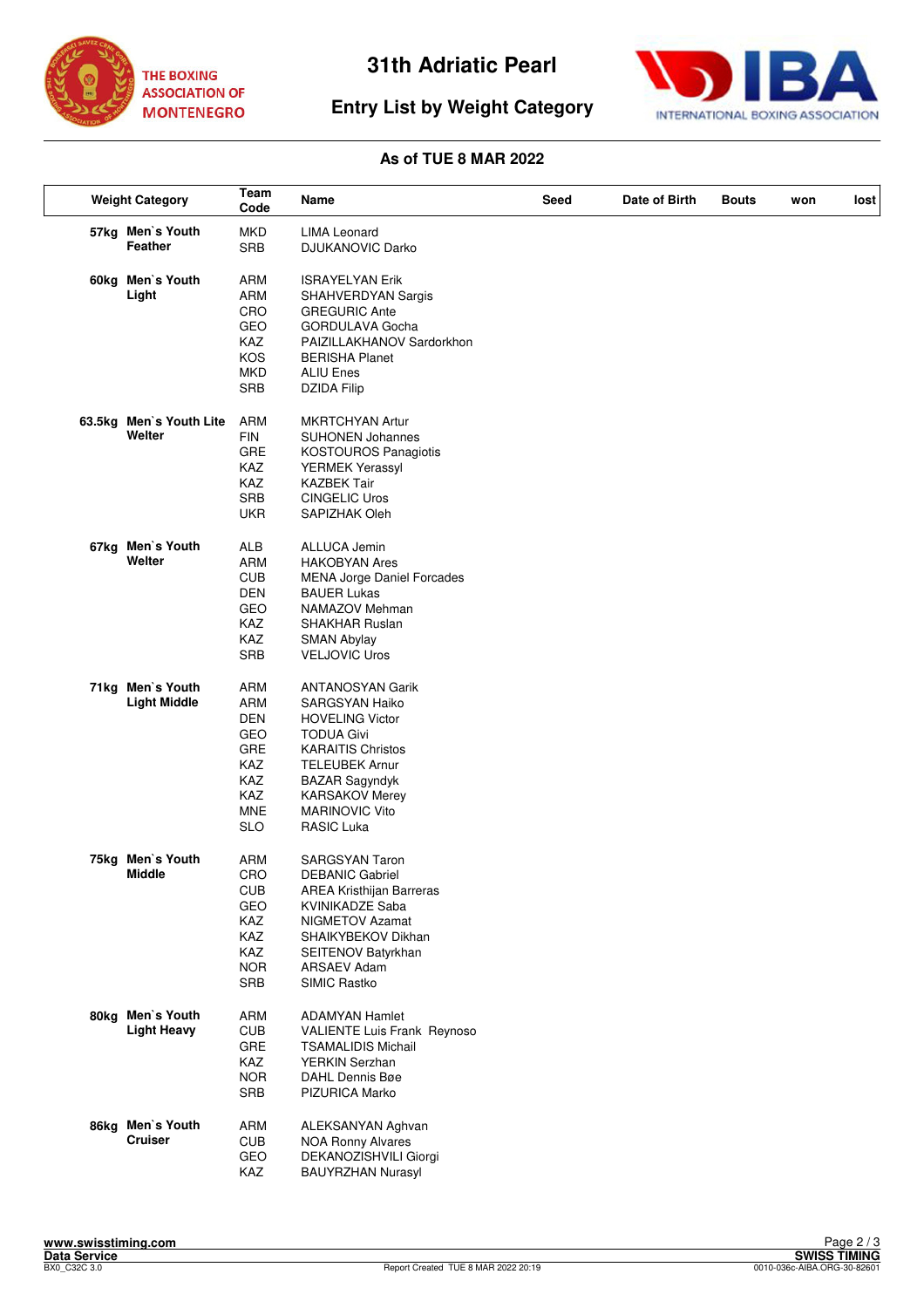# 31th Adriatic Pearl

## Entry List by Weight Category

**As of TUE 8 MAR 2022**

| Weight Category | Team Code | Name | Seed | Date of Birth | Bouts | won | lost |
|---|---|---|---|---|---|---|---|
| **57kg Men`s Youth Feather** | MKD | LIMA Leonard | | | | | |
| | SRB | DJUKANOVIC Darko | | | | | |
| **60kg Men`s Youth Light** | ARM | ISRAYELYAN Erik | | | | | |
| | ARM | SHAHVERDYAN Sargis | | | | | |
| | CRO | GREGURIC Ante | | | | | |
| | GEO | GORDULAVA Gocha | | | | | |
| | KAZ | PAIZILLAKHANOV Sardorkhon | | | | | |
| | KOS | BERISHA Planet | | | | | |
| | MKD | ALIU Enes | | | | | |
| | SRB | DZIDA Filip | | | | | |
| **63.5kg Men`s Youth Lite Welter** | ARM | MKRTCHYAN Artur | | | | | |
| | FIN | SUHONEN Johannes | | | | | |
| | GRE | KOSTOUROS Panagiotis | | | | | |
| | KAZ | YERMEK Yerassyl | | | | | |
| | KAZ | KAZBEK Tair | | | | | |
| | SRB | CINGELIC Uros | | | | | |
| | UKR | SAPIZHAK Oleh | | | | | |
| **67kg Men`s Youth Welter** | ALB | ALLUCA Jemin | | | | | |
| | ARM | HAKOBYAN Ares | | | | | |
| | CUB | MENA Jorge Daniel Forcades | | | | | |
| | DEN | BAUER Lukas | | | | | |
| | GEO | NAMAZOV Mehman | | | | | |
| | KAZ | SHAKHAR Ruslan | | | | | |
| | KAZ | SMAN Abylay | | | | | |
| | SRB | VELJOVIC Uros | | | | | |
| **71kg Men`s Youth Light Middle** | ARM | ANTANOSYAN Garik | | | | | |
| | ARM | SARGSYAN Haiko | | | | | |
| | DEN | HOVELING Victor | | | | | |
| | GEO | TODUA Givi | | | | | |
| | GRE | KARAITIS Christos | | | | | |
| | KAZ | TELEUBEK Arnur | | | | | |
| | KAZ | BAZAR Sagyndyk | | | | | |
| | KAZ | KARSAKOV Merey | | | | | |
| | MNE | MARINOVIC Vito | | | | | |
| | SLO | RASIC Luka | | | | | |
| **75kg Men`s Youth Middle** | ARM | SARGSYAN Taron | | | | | |
| | CRO | DEBANIC Gabriel | | | | | |
| | CUB | AREA Kristhijan Barreras | | | | | |
| | GEO | KVINIKADZE Saba | | | | | |
| | KAZ | NIGMETOV Azamat | | | | | |
| | KAZ | SHAIKYBEKOV Dikhan | | | | | |
| | KAZ | SEITENOV Batyrkhan | | | | | |
| | NOR | ARSAEV Adam | | | | | |
| | SRB | SIMIC Rastko | | | | | |
| **80kg Men`s Youth Light Heavy** | ARM | ADAMYAN Hamlet | | | | | |
| | CUB | VALIENTE Luis Frank Reynoso | | | | | |
| | GRE | TSAMALIDIS Michail | | | | | |
| | KAZ | YERKIN Serzhan | | | | | |
| | NOR | DAHL Dennis Bøe | | | | | |
| | SRB | PIZURICA Marko | | | | | |
| **86kg Men`s Youth Cruiser** | ARM | ALEKSANYAN Aghvan | | | | | |
| | CUB | NOA Ronny Alvares | | | | | |
| | GEO | DEKANOZISHVILI Giorgi | | | | | |
| | KAZ | BAUYRZHAN Nurasyl | | | | | |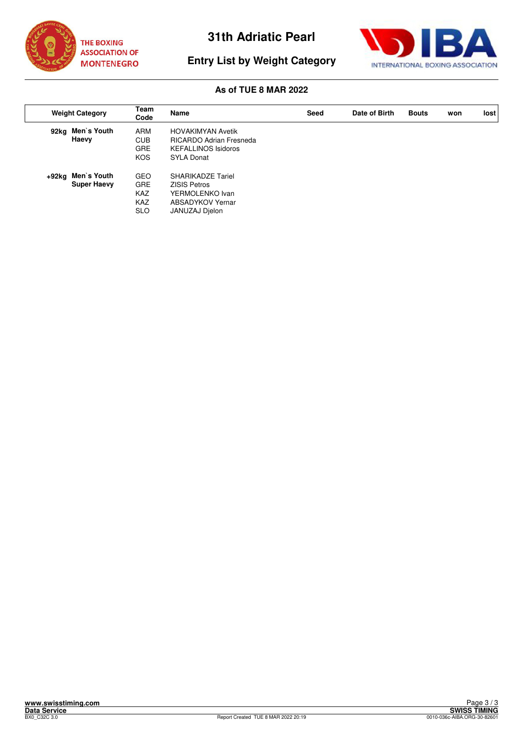THE BOXING ASSOCIATION OF MONTENEGRO

# 31th Adriatic Pearl

## Entry List by Weight Category

INTERNATIONAL BOXING ASSOCIATION

**As of TUE 8 MAR 2022**

| Weight Category | | Team Code | Name | Seed | Date of Birth | Bouts | won | lost |
|---|---|---|---|---|---|---|---|---|
| 92kg | Men`s Youth Haevy | ARM | HOVAKIMYAN Avetik | | | | | |
| | | CUB | RICARDO Adrian Fresneda | | | | | |
| | | GRE | KEFALLINOS Isidoros | | | | | |
| | | KOS | SYLA Donat | | | | | |
| +92kg | Men`s Youth Super Haevy | GEO | SHARIKADZE Tariel | | | | | |
| | | GRE | ZISIS Petros | | | | | |
| | | KAZ | YERMOLENKO Ivan | | | | | |
| | | KAZ | ABSADYKOV Yernar | | | | | |
| | | SLO | JANUZAJ Djelon | | | | | |

www.swisstiming.com
Data Service
BX0_C32C 3.0

Report Created TUE 8 MAR 2022 20:19

SWISS TIMING
0010-036c-AIBA.ORG-30-82601